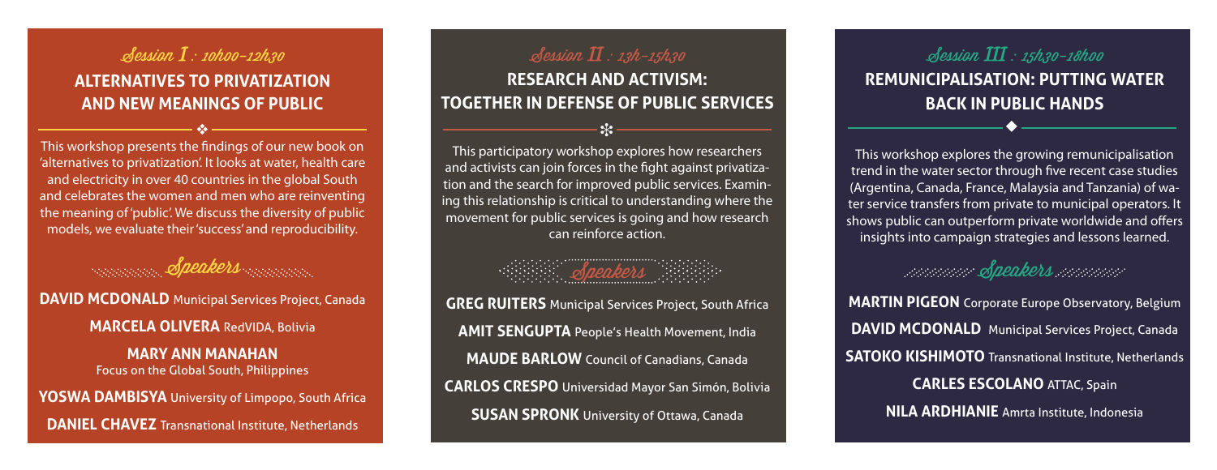## Session I : 10h00-12h30

### ALTERNATIVES TO PRIVATIZATION AND NEW MEANINGS OF PUBLIC

This workshop presents the findings of our new book on 'alternatives to privatization'. It looks at water, health care and electricity in over 40 countries in the global South and celebrates the women and men who are reinventing the meaning of 'public'. We discuss the diversity of public models, we evaluate their 'success' and reproducibility.

#### Speakers

**DAVID MCDONALD** Municipal Services Project, Canada

**MARCELA OLIVERA** RedVIDA, Bolivia

**MARY ANN MANAHAN** Focus on the Global South, Philippines

**YOSWA DAMBISYA** University of Limpopo, South Africa

**DANIEL CHAVEZ** Transnational Institute, Netherlands

## Session II : 13h-15h30

### RESEARCH AND ACTIVISM: TOGETHER IN DEFENSE OF PUBLIC SERVICES

This participatory workshop explores how researchers and activists can join forces in the fight against privatization and the search for improved public services. Examining this relationship is critical to understanding where the movement for public services is going and how research can reinforce action.

#### Speakers

**GREG RUITERS** Municipal Services Project, South Africa

**AMIT SENGUPTA** People's Health Movement, India

**MAUDE BARLOW** Council of Canadians, Canada

**CARLOS CRESPO** Universidad Mayor San Simón, Bolivia

**SUSAN SPRONK** University of Ottawa, Canada

## Session III : 15h30-18h00

### REMUNICIPALISATION: PUTTING WATER BACK IN PUBLIC HANDS

This workshop explores the growing remunicipalisation trend in the water sector through five recent case studies (Argentina, Canada, France, Malaysia and Tanzania) of water service transfers from private to municipal operators. It shows public can outperform private worldwide and offers insights into campaign strategies and lessons learned.

#### Speakers

**MARTIN PIGEON** Corporate Europe Observatory, Belgium

**DAVID MCDONALD** Municipal Services Project, Canada

**SATOKO KISHIMOTO** Transnational Institute, Netherlands

**CARLES ESCOLANO** ATTAC, Spain

**NILA ARDHIANIE** Amrta Institute, Indonesia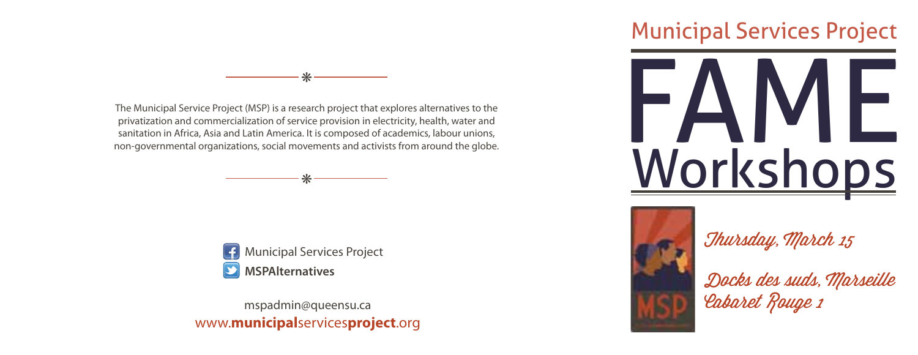The Municipal Service Project (MSP) is a research project that explores alternatives to the privatization and commercialization of service provision in electricity, health, water and sanitation in Africa, Asia and Latin America. It is composed of academics, labour unions, non-governmental organizations, social movements and activists from around the globe.

Municipal Services Project

**MSPAlternatives**

mspadmin@queensu.ca

www.**municipal**services**project**.org

# Municipal Services Project

# FAME Workshops

Thursday, March 15

Docks des suds, Marseille
Cabaret Rouge 1